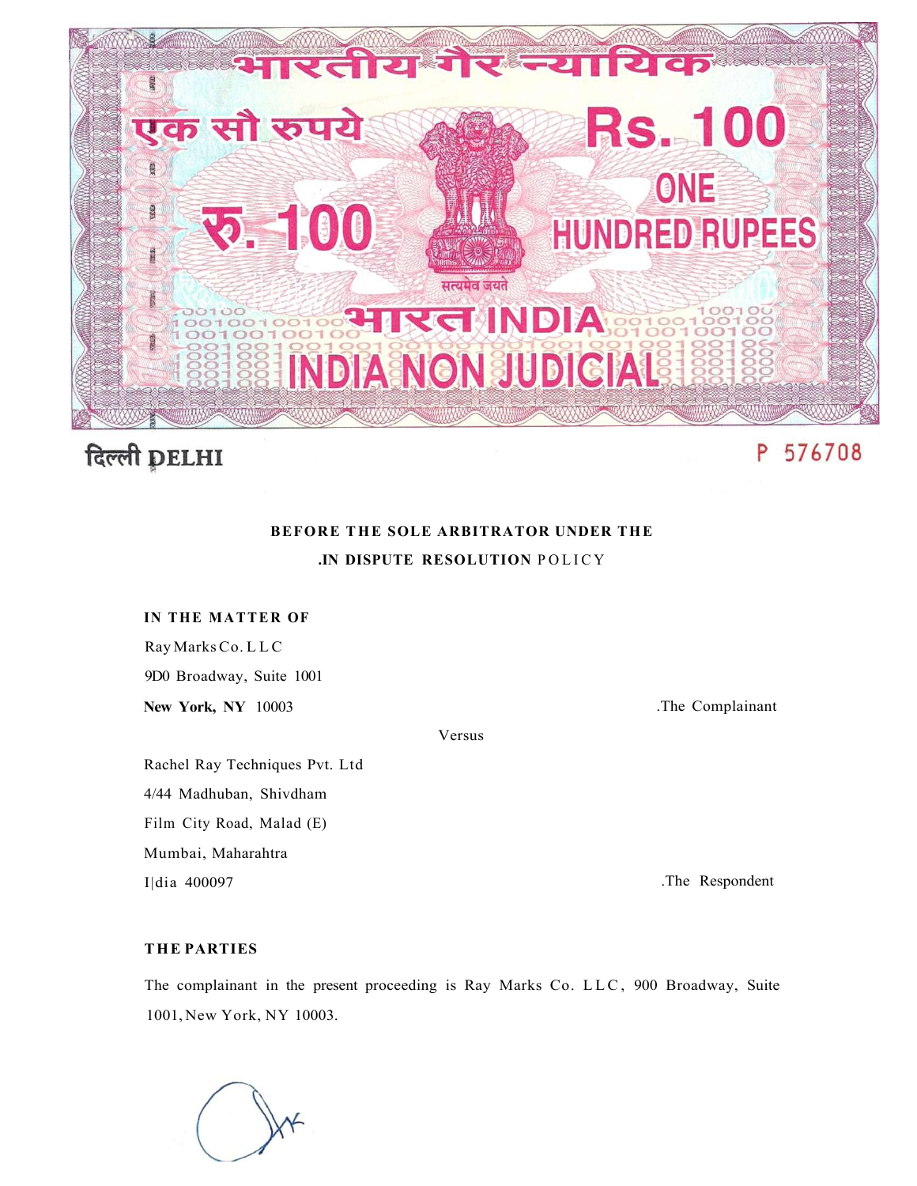भारतीय गैर न्यायिक

एक सौ रुपये

Rs. 100

रु. 100

ONE HUNDRED RUPEES

सत्यमेव जयते

भारत INDIA

INDIA NON JUDICIAL

दिल्ली DELHI

P 576708

**BEFORE THE SOLE ARBITRATOR UNDER THE**

**.IN DISPUTE RESOLUTION** POLICY

**IN THE MATTER OF**

Ray Marks Co. LLC
9D0 Broadway, Suite 1001
**New York, NY** 10003 .The Complainant

Versus

Rachel Ray Techniques Pvt. Ltd
4/44 Madhuban, Shivdham
Film City Road, Malad (E)
Mumbai, Maharahtra
I|dia 400097 .The Respondent

**THE PARTIES**

The complainant in the present proceeding is Ray Marks Co. LLC, 900 Broadway, Suite 1001, New York, NY 10003.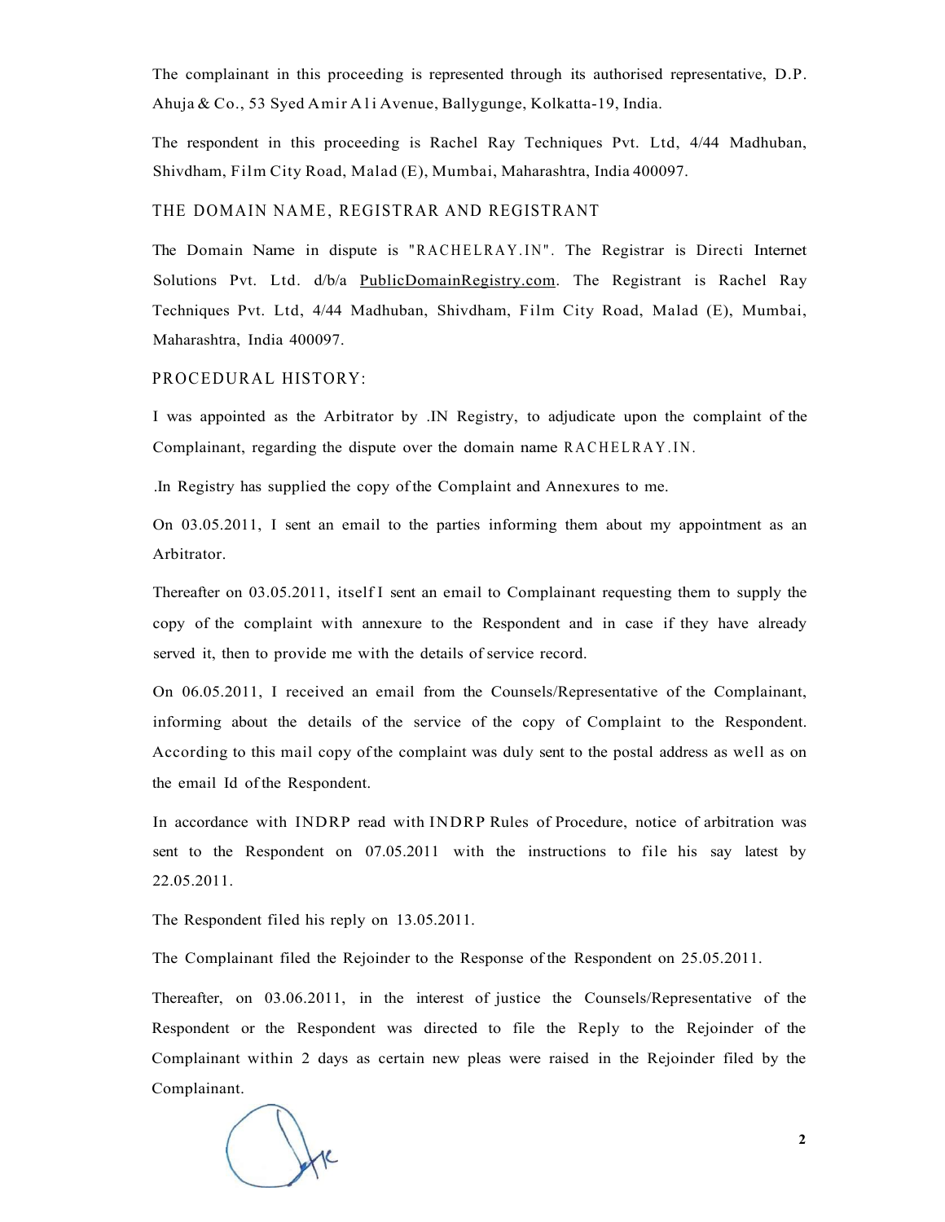The complainant in this proceeding is represented through its authorised representative, D.P. Ahuja & Co., 53 Syed Amir Ali Avenue, Ballygunge, Kolkatta-19, India.

The respondent in this proceeding is Rachel Ray Techniques Pvt. Ltd, 4/44 Madhuban, Shivdham, Film City Road, Malad (E), Mumbai, Maharashtra, India 400097.

## THE DOMAIN NAME, REGISTRAR AND REGISTRANT

The Domain Name in dispute is "RACHELRAY.IN". The Registrar is Directi Internet Solutions Pvt. Ltd. d/b/a PublicDomainRegistry.com. The Registrant is Rachel Ray Techniques Pvt. Ltd, 4/44 Madhuban, Shivdham, Film City Road, Malad (E), Mumbai, Maharashtra, India 400097.

## PROCEDURAL HISTORY:

I was appointed as the Arbitrator by .IN Registry, to adjudicate upon the complaint of the Complainant, regarding the dispute over the domain name RACHELRAY.IN.

.In Registry has supplied the copy of the Complaint and Annexures to me.

On 03.05.2011, I sent an email to the parties informing them about my appointment as an Arbitrator.

Thereafter on 03.05.2011, itself I sent an email to Complainant requesting them to supply the copy of the complaint with annexure to the Respondent and in case if they have already served it, then to provide me with the details of service record.

On 06.05.2011, I received an email from the Counsels/Representative of the Complainant, informing about the details of the service of the copy of Complaint to the Respondent. According to this mail copy of the complaint was duly sent to the postal address as well as on the email Id of the Respondent.

In accordance with INDRP read with INDRP Rules of Procedure, notice of arbitration was sent to the Respondent on 07.05.2011 with the instructions to file his say latest by 22.05.2011.

The Respondent filed his reply on 13.05.2011.

The Complainant filed the Rejoinder to the Response of the Respondent on 25.05.2011.

Thereafter, on 03.06.2011, in the interest of justice the Counsels/Representative of the Respondent or the Respondent was directed to file the Reply to the Rejoinder of the Complainant within 2 days as certain new pleas were raised in the Rejoinder filed by the Complainant.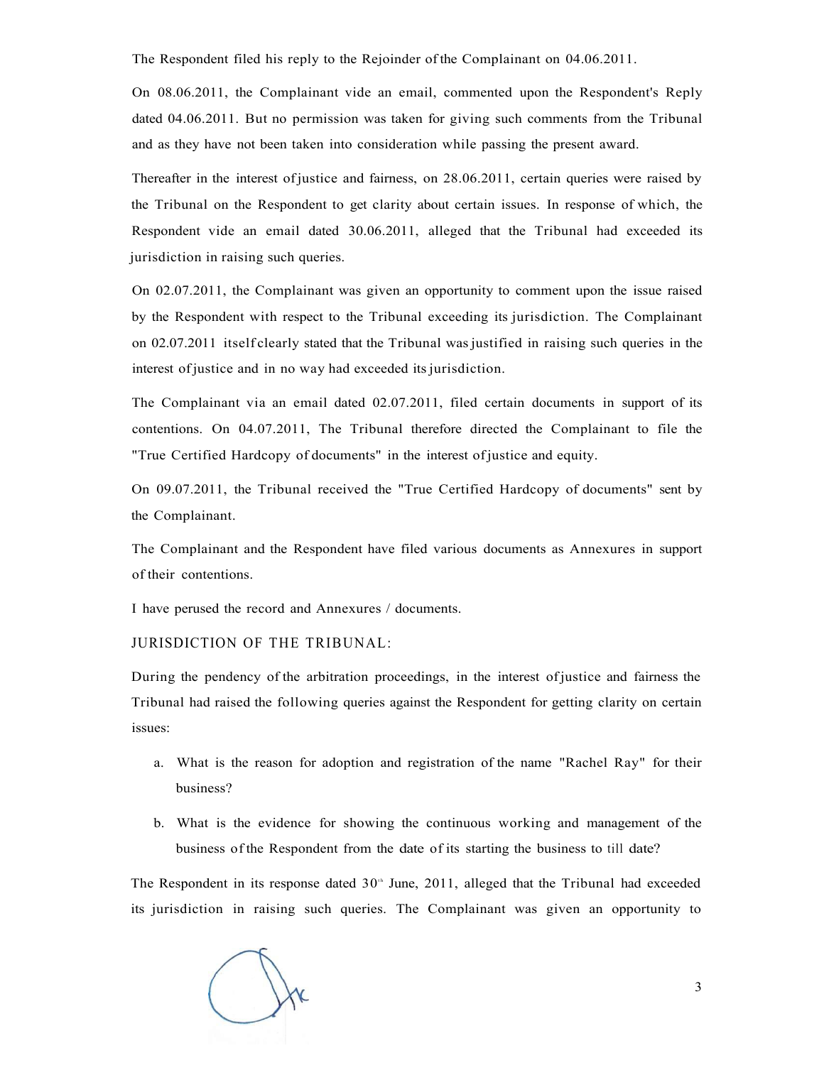The Respondent filed his reply to the Rejoinder of the Complainant on 04.06.2011.

On 08.06.2011, the Complainant vide an email, commented upon the Respondent's Reply dated 04.06.2011. But no permission was taken for giving such comments from the Tribunal and as they have not been taken into consideration while passing the present award.

Thereafter in the interest of justice and fairness, on 28.06.2011, certain queries were raised by the Tribunal on the Respondent to get clarity about certain issues. In response of which, the Respondent vide an email dated 30.06.2011, alleged that the Tribunal had exceeded its jurisdiction in raising such queries.

On 02.07.2011, the Complainant was given an opportunity to comment upon the issue raised by the Respondent with respect to the Tribunal exceeding its jurisdiction. The Complainant on 02.07.2011 itself clearly stated that the Tribunal was justified in raising such queries in the interest of justice and in no way had exceeded its jurisdiction.

The Complainant via an email dated 02.07.2011, filed certain documents in support of its contentions. On 04.07.2011, The Tribunal therefore directed the Complainant to file the "True Certified Hardcopy of documents" in the interest of justice and equity.

On 09.07.2011, the Tribunal received the "True Certified Hardcopy of documents" sent by the Complainant.

The Complainant and the Respondent have filed various documents as Annexures in support of their contentions.

I have perused the record and Annexures / documents.

JURISDICTION OF THE TRIBUNAL:

During the pendency of the arbitration proceedings, in the interest of justice and fairness the Tribunal had raised the following queries against the Respondent for getting clarity on certain issues:

a. What is the reason for adoption and registration of the name "Rachel Ray" for their business?

b. What is the evidence for showing the continuous working and management of the business of the Respondent from the date of its starting the business to till date?

The Respondent in its response dated 30th June, 2011, alleged that the Tribunal had exceeded its jurisdiction in raising such queries. The Complainant was given an opportunity to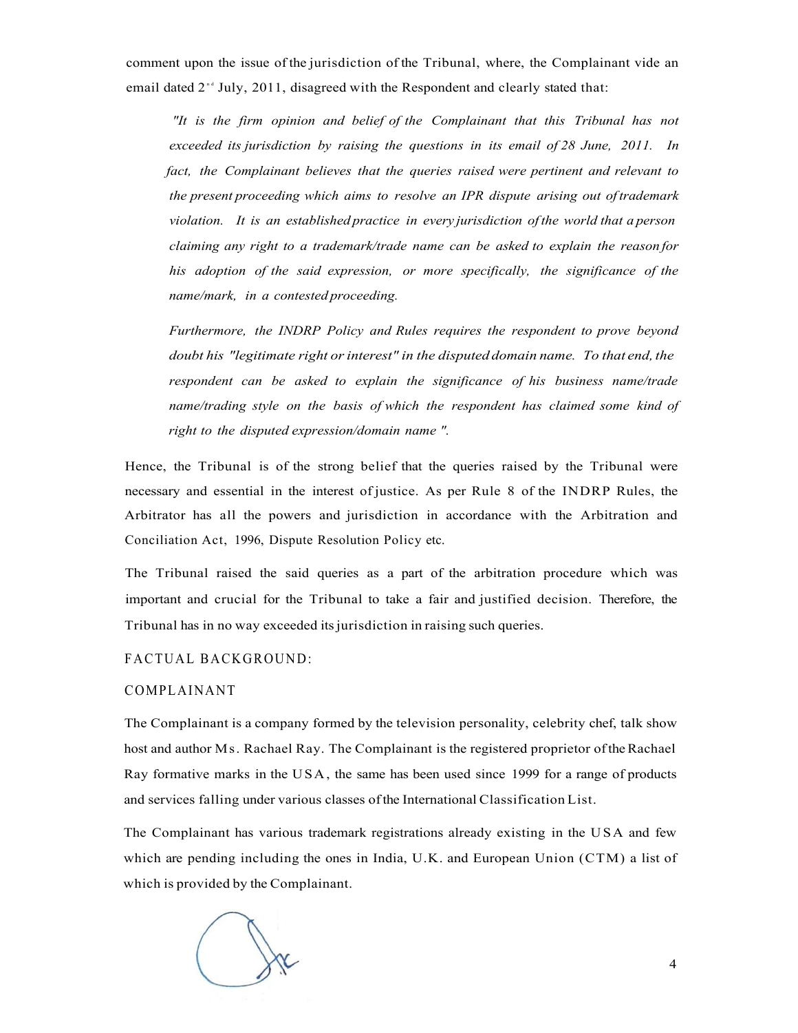comment upon the issue of the jurisdiction of the Tribunal, where, the Complainant vide an email dated 2nd July, 2011, disagreed with the Respondent and clearly stated that:

> *"It is the firm opinion and belief of the Complainant that this Tribunal has not exceeded its jurisdiction by raising the questions in its email of 28 June, 2011. In fact, the Complainant believes that the queries raised were pertinent and relevant to the present proceeding which aims to resolve an IPR dispute arising out of trademark violation. It is an established practice in every jurisdiction of the world that a person claiming any right to a trademark/trade name can be asked to explain the reason for his adoption of the said expression, or more specifically, the significance of the name/mark, in a contested proceeding.*
>
> *Furthermore, the INDRP Policy and Rules requires the respondent to prove beyond doubt his "legitimate right or interest" in the disputed domain name. To that end, the respondent can be asked to explain the significance of his business name/trade name/trading style on the basis of which the respondent has claimed some kind of right to the disputed expression/domain name ".*

Hence, the Tribunal is of the strong belief that the queries raised by the Tribunal were necessary and essential in the interest of justice. As per Rule 8 of the INDRP Rules, the Arbitrator has all the powers and jurisdiction in accordance with the Arbitration and Conciliation Act, 1996, Dispute Resolution Policy etc.

The Tribunal raised the said queries as a part of the arbitration procedure which was important and crucial for the Tribunal to take a fair and justified decision. Therefore, the Tribunal has in no way exceeded its jurisdiction in raising such queries.

FACTUAL BACKGROUND:

COMPLAINANT

The Complainant is a company formed by the television personality, celebrity chef, talk show host and author Ms. Rachael Ray. The Complainant is the registered proprietor of the Rachael Ray formative marks in the USA, the same has been used since 1999 for a range of products and services falling under various classes of the International Classification List.

The Complainant has various trademark registrations already existing in the USA and few which are pending including the ones in India, U.K. and European Union (CTM) a list of which is provided by the Complainant.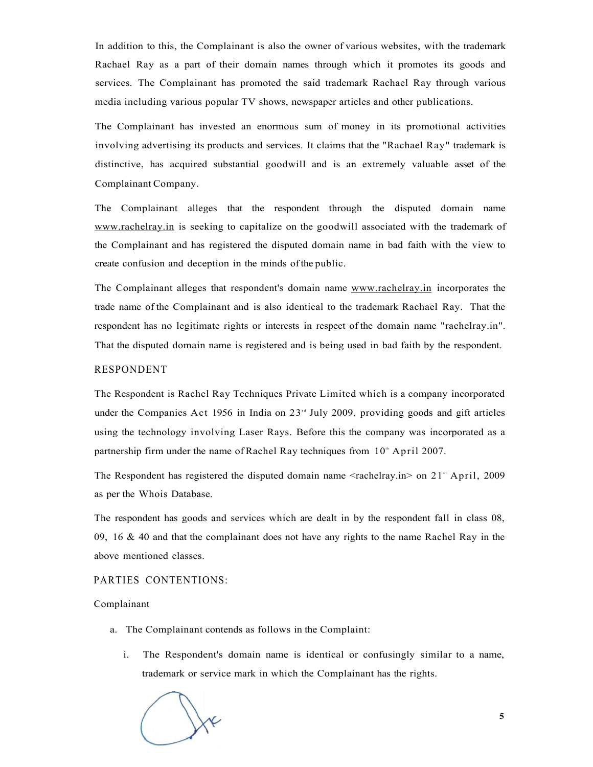In addition to this, the Complainant is also the owner of various websites, with the trademark Rachael Ray as a part of their domain names through which it promotes its goods and services. The Complainant has promoted the said trademark Rachael Ray through various media including various popular TV shows, newspaper articles and other publications.

The Complainant has invested an enormous sum of money in its promotional activities involving advertising its products and services. It claims that the "Rachael Ray" trademark is distinctive, has acquired substantial goodwill and is an extremely valuable asset of the Complainant Company.

The Complainant alleges that the respondent through the disputed domain name www.rachelray.in is seeking to capitalize on the goodwill associated with the trademark of the Complainant and has registered the disputed domain name in bad faith with the view to create confusion and deception in the minds of the public.

The Complainant alleges that respondent's domain name www.rachelray.in incorporates the trade name of the Complainant and is also identical to the trademark Rachael Ray. That the respondent has no legitimate rights or interests in respect of the domain name "rachelray.in". That the disputed domain name is registered and is being used in bad faith by the respondent.

## RESPONDENT

The Respondent is Rachel Ray Techniques Private Limited which is a company incorporated under the Companies Act 1956 in India on 23rd July 2009, providing goods and gift articles using the technology involving Laser Rays. Before this the company was incorporated as a partnership firm under the name of Rachel Ray techniques from 10th April 2007.

The Respondent has registered the disputed domain name <rachelray.in> on 21st April, 2009 as per the Whois Database.

The respondent has goods and services which are dealt in by the respondent fall in class 08, 09, 16 & 40 and that the complainant does not have any rights to the name Rachel Ray in the above mentioned classes.

## PARTIES CONTENTIONS:

Complainant

a. The Complainant contends as follows in the Complaint:

   i. The Respondent's domain name is identical or confusingly similar to a name, trademark or service mark in which the Complainant has the rights.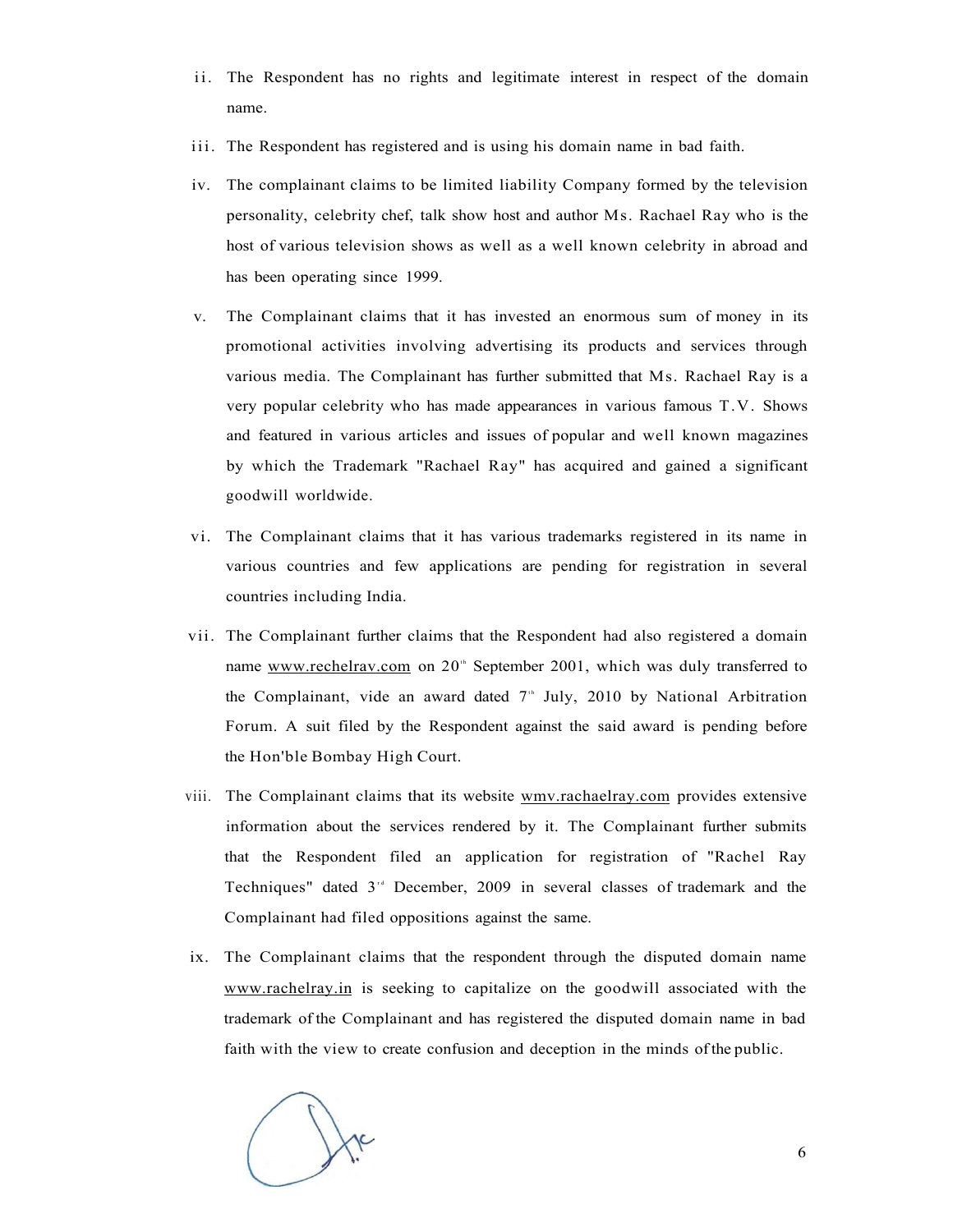ii. The Respondent has no rights and legitimate interest in respect of the domain name.

iii. The Respondent has registered and is using his domain name in bad faith.

iv. The complainant claims to be limited liability Company formed by the television personality, celebrity chef, talk show host and author Ms. Rachael Ray who is the host of various television shows as well as a well known celebrity in abroad and has been operating since 1999.

v. The Complainant claims that it has invested an enormous sum of money in its promotional activities involving advertising its products and services through various media. The Complainant has further submitted that Ms. Rachael Ray is a very popular celebrity who has made appearances in various famous T.V. Shows and featured in various articles and issues of popular and well known magazines by which the Trademark "Rachael Ray" has acquired and gained a significant goodwill worldwide.

vi. The Complainant claims that it has various trademarks registered in its name in various countries and few applications are pending for registration in several countries including India.

vii. The Complainant further claims that the Respondent had also registered a domain name www.rechelrav.com on 20th September 2001, which was duly transferred to the Complainant, vide an award dated 7th July, 2010 by National Arbitration Forum. A suit filed by the Respondent against the said award is pending before the Hon'ble Bombay High Court.

viii. The Complainant claims that its website wmv.rachaelray.com provides extensive information about the services rendered by it. The Complainant further submits that the Respondent filed an application for registration of "Rachel Ray Techniques" dated 3rd December, 2009 in several classes of trademark and the Complainant had filed oppositions against the same.

ix. The Complainant claims that the respondent through the disputed domain name www.rachelray.in is seeking to capitalize on the goodwill associated with the trademark of the Complainant and has registered the disputed domain name in bad faith with the view to create confusion and deception in the minds of the public.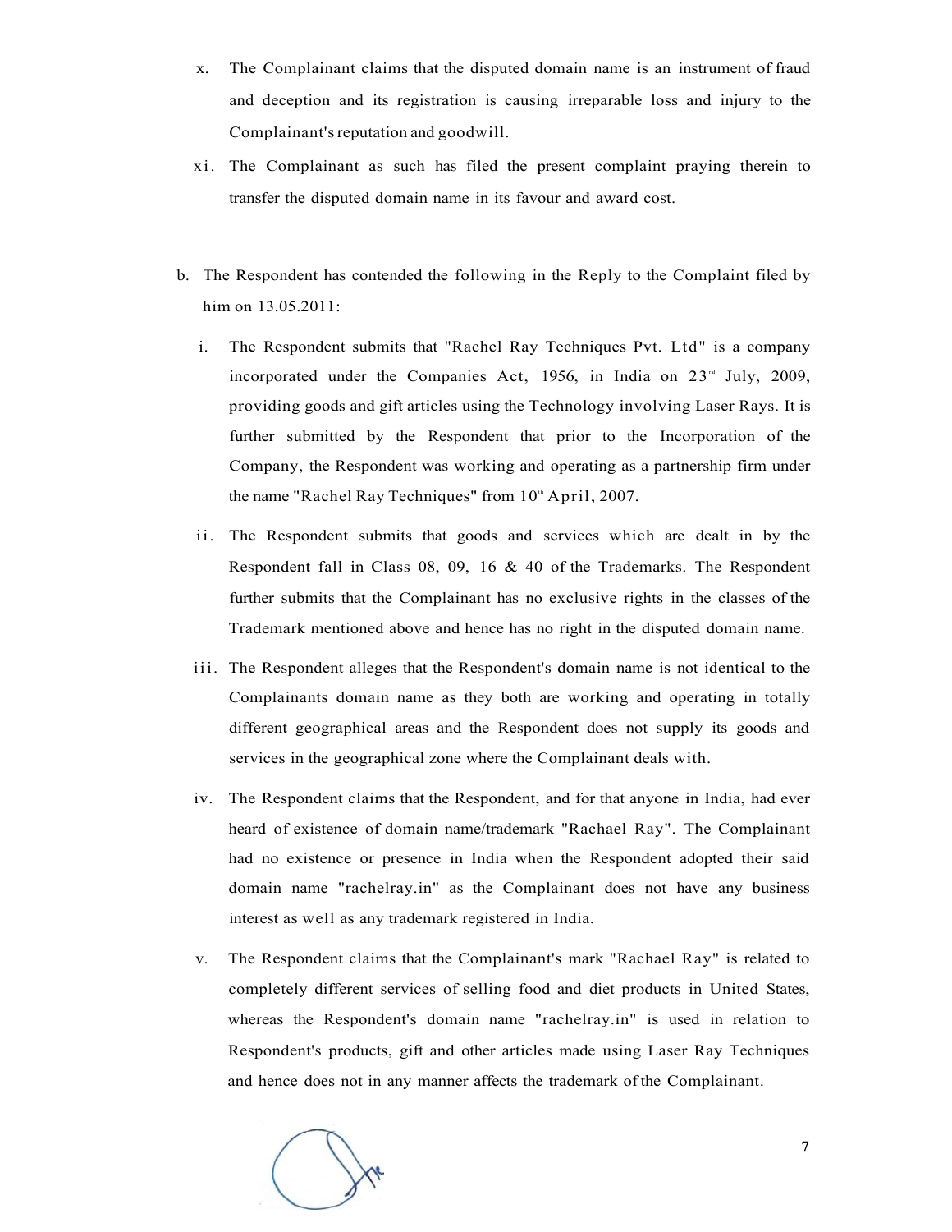x. The Complainant claims that the disputed domain name is an instrument of fraud and deception and its registration is causing irreparable loss and injury to the Complainant's reputation and goodwill.

xi. The Complainant as such has filed the present complaint praying therein to transfer the disputed domain name in its favour and award cost.

b. The Respondent has contended the following in the Reply to the Complaint filed by him on 13.05.2011:

i. The Respondent submits that "Rachel Ray Techniques Pvt. Ltd" is a company incorporated under the Companies Act, 1956, in India on 23rd July, 2009, providing goods and gift articles using the Technology involving Laser Rays. It is further submitted by the Respondent that prior to the Incorporation of the Company, the Respondent was working and operating as a partnership firm under the name "Rachel Ray Techniques" from 10th April, 2007.

ii. The Respondent submits that goods and services which are dealt in by the Respondent fall in Class 08, 09, 16 & 40 of the Trademarks. The Respondent further submits that the Complainant has no exclusive rights in the classes of the Trademark mentioned above and hence has no right in the disputed domain name.

iii. The Respondent alleges that the Respondent's domain name is not identical to the Complainants domain name as they both are working and operating in totally different geographical areas and the Respondent does not supply its goods and services in the geographical zone where the Complainant deals with.

iv. The Respondent claims that the Respondent, and for that anyone in India, had ever heard of existence of domain name/trademark "Rachael Ray". The Complainant had no existence or presence in India when the Respondent adopted their said domain name "rachelray.in" as the Complainant does not have any business interest as well as any trademark registered in India.

v. The Respondent claims that the Complainant's mark "Rachael Ray" is related to completely different services of selling food and diet products in United States, whereas the Respondent's domain name "rachelray.in" is used in relation to Respondent's products, gift and other articles made using Laser Ray Techniques and hence does not in any manner affects the trademark of the Complainant.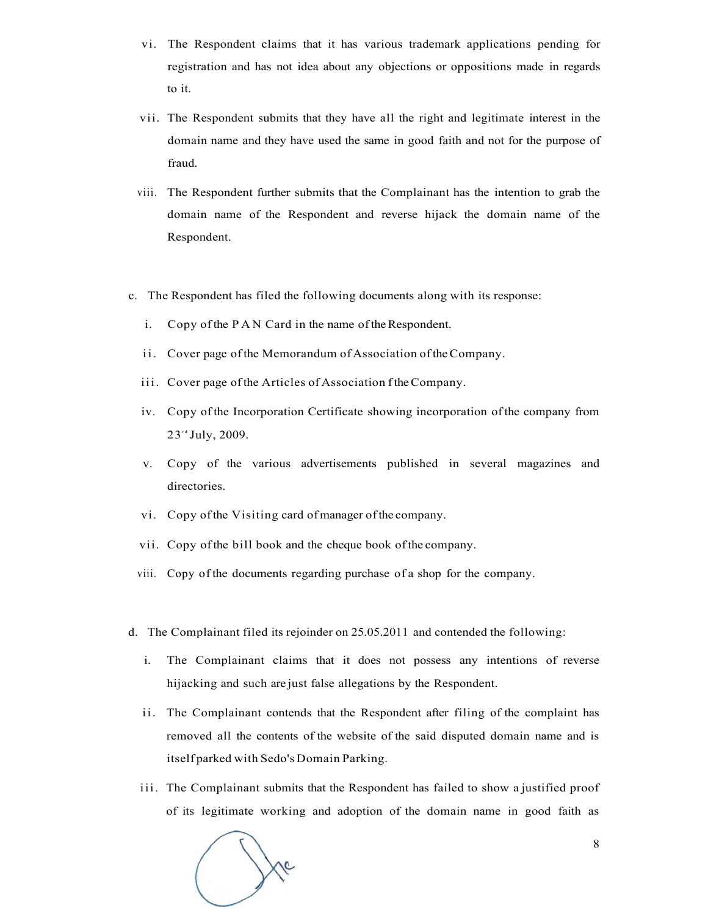vi. The Respondent claims that it has various trademark applications pending for registration and has not idea about any objections or oppositions made in regards to it.

vii. The Respondent submits that they have all the right and legitimate interest in the domain name and they have used the same in good faith and not for the purpose of fraud.

viii. The Respondent further submits that the Complainant has the intention to grab the domain name of the Respondent and reverse hijack the domain name of the Respondent.

c. The Respondent has filed the following documents along with its response:

i. Copy of the PAN Card in the name of the Respondent.

ii. Cover page of the Memorandum of Association of the Company.

iii. Cover page of the Articles of Association f the Company.

iv. Copy of the Incorporation Certificate showing incorporation of the company from 23rd July, 2009.

v. Copy of the various advertisements published in several magazines and directories.

vi. Copy of the Visiting card of manager of the company.

vii. Copy of the bill book and the cheque book of the company.

viii. Copy of the documents regarding purchase of a shop for the company.

d. The Complainant filed its rejoinder on 25.05.2011 and contended the following:

i. The Complainant claims that it does not possess any intentions of reverse hijacking and such are just false allegations by the Respondent.

ii. The Complainant contends that the Respondent after filing of the complaint has removed all the contents of the website of the said disputed domain name and is itself parked with Sedo's Domain Parking.

iii. The Complainant submits that the Respondent has failed to show a justified proof of its legitimate working and adoption of the domain name in good faith as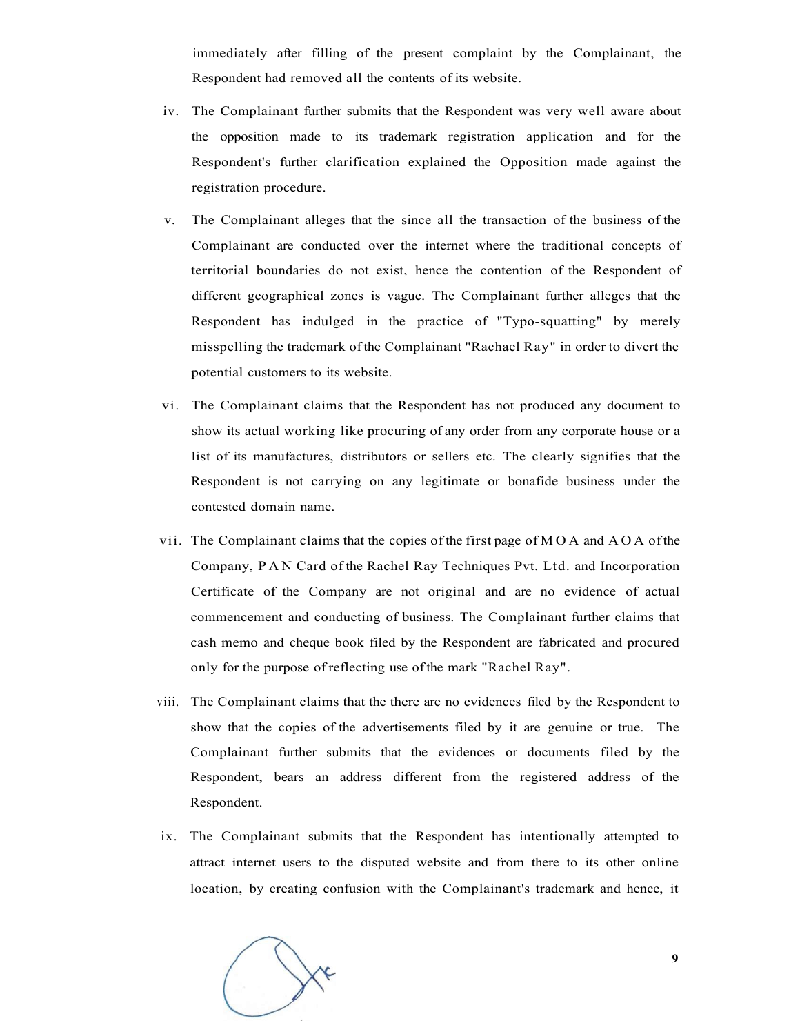immediately after filling of the present complaint by the Complainant, the Respondent had removed all the contents of its website.

iv. The Complainant further submits that the Respondent was very well aware about the opposition made to its trademark registration application and for the Respondent's further clarification explained the Opposition made against the registration procedure.

v. The Complainant alleges that the since all the transaction of the business of the Complainant are conducted over the internet where the traditional concepts of territorial boundaries do not exist, hence the contention of the Respondent of different geographical zones is vague. The Complainant further alleges that the Respondent has indulged in the practice of "Typo-squatting" by merely misspelling the trademark of the Complainant "Rachael Ray" in order to divert the potential customers to its website.

vi. The Complainant claims that the Respondent has not produced any document to show its actual working like procuring of any order from any corporate house or a list of its manufactures, distributors or sellers etc. The clearly signifies that the Respondent is not carrying on any legitimate or bonafide business under the contested domain name.

vii. The Complainant claims that the copies of the first page of M O A and A O A of the Company, P A N Card of the Rachel Ray Techniques Pvt. Ltd. and Incorporation Certificate of the Company are not original and are no evidence of actual commencement and conducting of business. The Complainant further claims that cash memo and cheque book filed by the Respondent are fabricated and procured only for the purpose of reflecting use of the mark "Rachel Ray".

viii. The Complainant claims that the there are no evidences filed by the Respondent to show that the copies of the advertisements filed by it are genuine or true. The Complainant further submits that the evidences or documents filed by the Respondent, bears an address different from the registered address of the Respondent.

ix. The Complainant submits that the Respondent has intentionally attempted to attract internet users to the disputed website and from there to its other online location, by creating confusion with the Complainant's trademark and hence, it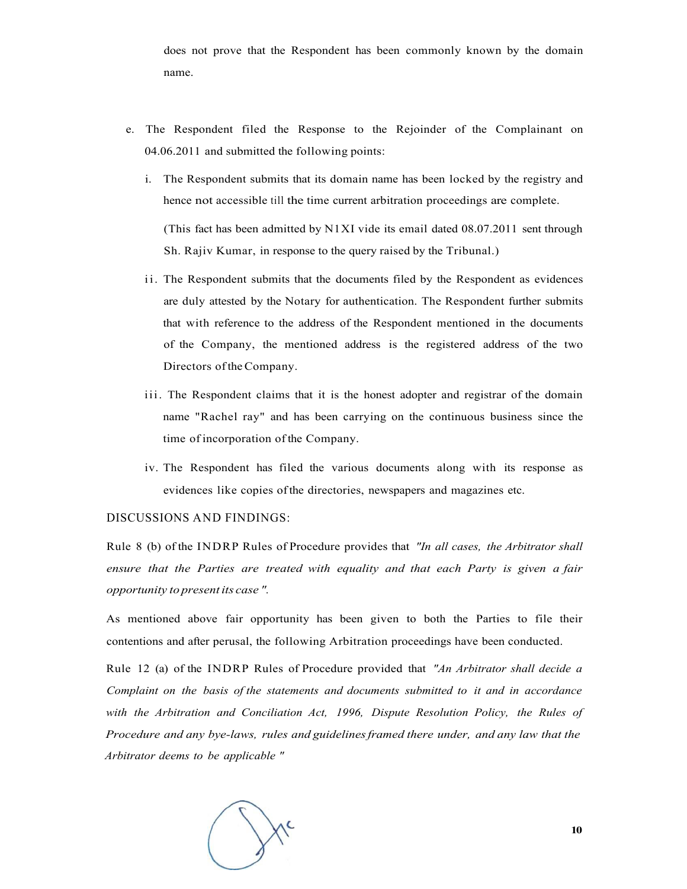does not prove that the Respondent has been commonly known by the domain name.

e. The Respondent filed the Response to the Rejoinder of the Complainant on 04.06.2011 and submitted the following points:

   i. The Respondent submits that its domain name has been locked by the registry and hence not accessible till the time current arbitration proceedings are complete.

      (This fact has been admitted by N1XI vide its email dated 08.07.2011 sent through Sh. Rajiv Kumar, in response to the query raised by the Tribunal.)

   ii. The Respondent submits that the documents filed by the Respondent as evidences are duly attested by the Notary for authentication. The Respondent further submits that with reference to the address of the Respondent mentioned in the documents of the Company, the mentioned address is the registered address of the two Directors of the Company.

   iii. The Respondent claims that it is the honest adopter and registrar of the domain name "Rachel ray" and has been carrying on the continuous business since the time of incorporation of the Company.

   iv. The Respondent has filed the various documents along with its response as evidences like copies of the directories, newspapers and magazines etc.

DISCUSSIONS AND FINDINGS:

Rule 8 (b) of the INDRP Rules of Procedure provides that *"In all cases, the Arbitrator shall ensure that the Parties are treated with equality and that each Party is given a fair opportunity to present its case "*.

As mentioned above fair opportunity has been given to both the Parties to file their contentions and after perusal, the following Arbitration proceedings have been conducted.

Rule 12 (a) of the INDRP Rules of Procedure provided that *"An Arbitrator shall decide a Complaint on the basis of the statements and documents submitted to it and in accordance with the Arbitration and Conciliation Act, 1996, Dispute Resolution Policy, the Rules of Procedure and any bye-laws, rules and guidelines framed there under, and any law that the Arbitrator deems to be applicable "*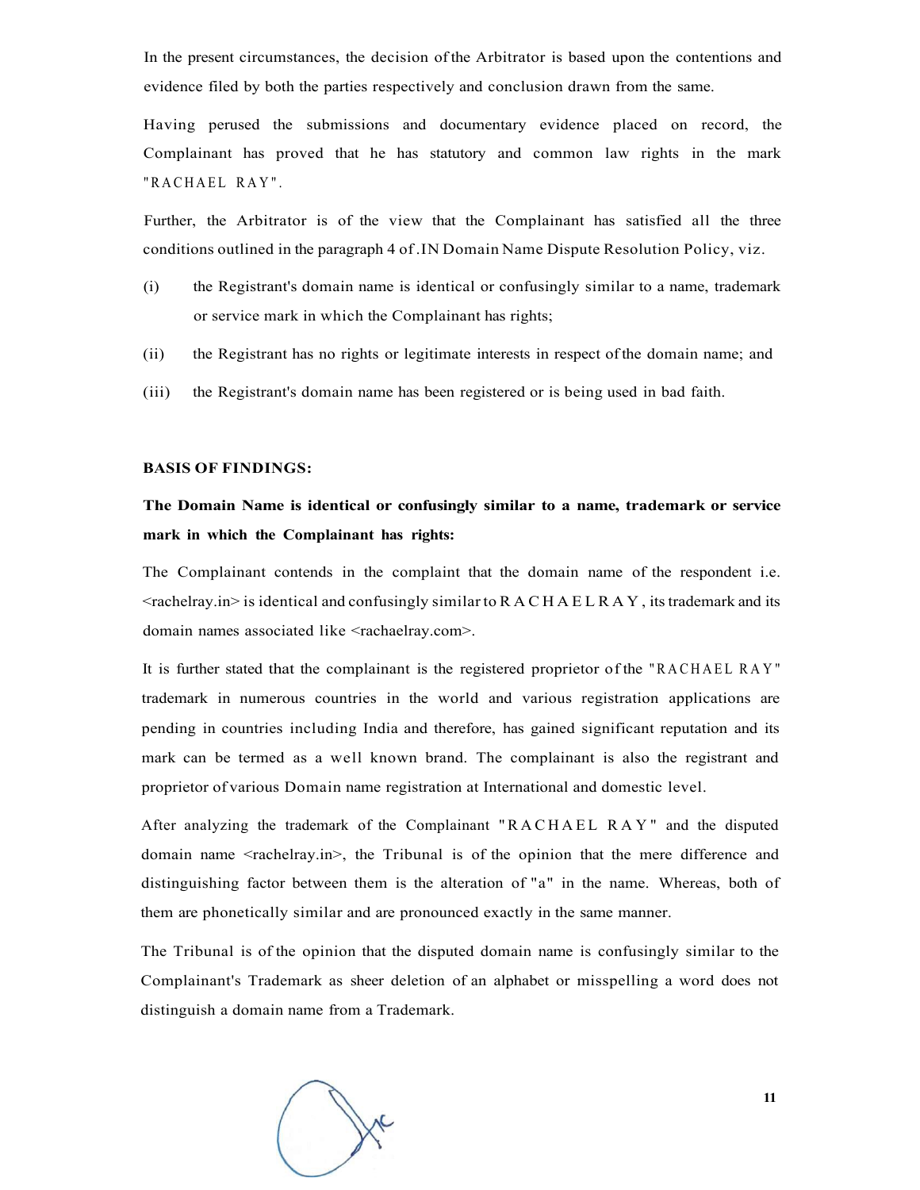In the present circumstances, the decision of the Arbitrator is based upon the contentions and evidence filed by both the parties respectively and conclusion drawn from the same.

Having perused the submissions and documentary evidence placed on record, the Complainant has proved that he has statutory and common law rights in the mark "RACHAEL RAY".

Further, the Arbitrator is of the view that the Complainant has satisfied all the three conditions outlined in the paragraph 4 of .IN Domain Name Dispute Resolution Policy, viz.

(i) the Registrant's domain name is identical or confusingly similar to a name, trademark or service mark in which the Complainant has rights;

(ii) the Registrant has no rights or legitimate interests in respect of the domain name; and

(iii) the Registrant's domain name has been registered or is being used in bad faith.

**BASIS OF FINDINGS:**

**The Domain Name is identical or confusingly similar to a name, trademark or service mark in which the Complainant has rights:**

The Complainant contends in the complaint that the domain name of the respondent i.e. <rachelray.in> is identical and confusingly similar to R A C H A E L R A Y , its trademark and its domain names associated like <rachaelray.com>.

It is further stated that the complainant is the registered proprietor of the "RACHAEL RAY" trademark in numerous countries in the world and various registration applications are pending in countries including India and therefore, has gained significant reputation and its mark can be termed as a well known brand. The complainant is also the registrant and proprietor of various Domain name registration at International and domestic level.

After analyzing the trademark of the Complainant "RACHAEL RAY" and the disputed domain name <rachelray.in>, the Tribunal is of the opinion that the mere difference and distinguishing factor between them is the alteration of "a" in the name. Whereas, both of them are phonetically similar and are pronounced exactly in the same manner.

The Tribunal is of the opinion that the disputed domain name is confusingly similar to the Complainant's Trademark as sheer deletion of an alphabet or misspelling a word does not distinguish a domain name from a Trademark.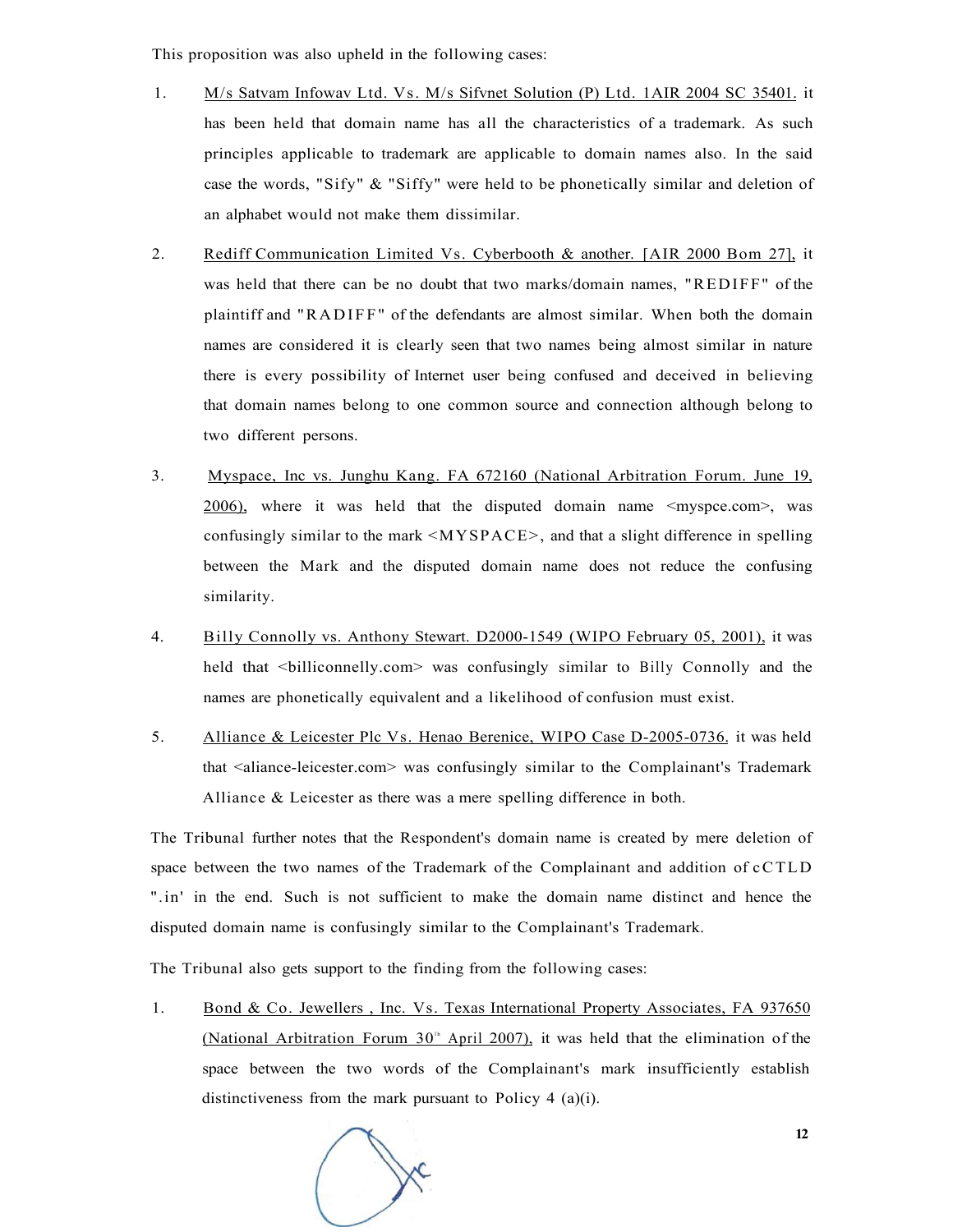This proposition was also upheld in the following cases:

1. M/s Satvam Infowav Ltd. Vs. M/s Sifvnet Solution (P) Ltd. 1AIR 2004 SC 35401. it has been held that domain name has all the characteristics of a trademark. As such principles applicable to trademark are applicable to domain names also. In the said case the words, "Sify" & "Siffy" were held to be phonetically similar and deletion of an alphabet would not make them dissimilar.

2. Rediff Communication Limited Vs. Cyberbooth & another. [AIR 2000 Bom 27], it was held that there can be no doubt that two marks/domain names, "REDIFF" of the plaintiff and "RADIFF" of the defendants are almost similar. When both the domain names are considered it is clearly seen that two names being almost similar in nature there is every possibility of Internet user being confused and deceived in believing that domain names belong to one common source and connection although belong to two different persons.

3. Myspace, Inc vs. Junghu Kang. FA 672160 (National Arbitration Forum. June 19, 2006), where it was held that the disputed domain name <myspce.com>, was confusingly similar to the mark <MYSPACE>, and that a slight difference in spelling between the Mark and the disputed domain name does not reduce the confusing similarity.

4. Billy Connolly vs. Anthony Stewart. D2000-1549 (WIPO February 05, 2001), it was held that <billiconnelly.com> was confusingly similar to Billy Connolly and the names are phonetically equivalent and a likelihood of confusion must exist.

5. Alliance & Leicester Plc Vs. Henao Berenice, WIPO Case D-2005-0736. it was held that <aliance-leicester.com> was confusingly similar to the Complainant's Trademark Alliance & Leicester as there was a mere spelling difference in both.

The Tribunal further notes that the Respondent's domain name is created by mere deletion of space between the two names of the Trademark of the Complainant and addition of cCTLD ".in' in the end. Such is not sufficient to make the domain name distinct and hence the disputed domain name is confusingly similar to the Complainant's Trademark.

The Tribunal also gets support to the finding from the following cases:

1. Bond & Co. Jewellers , Inc. Vs. Texas International Property Associates, FA 937650 (National Arbitration Forum 30th April 2007), it was held that the elimination of the space between the two words of the Complainant's mark insufficiently establish distinctiveness from the mark pursuant to Policy 4 (a)(i).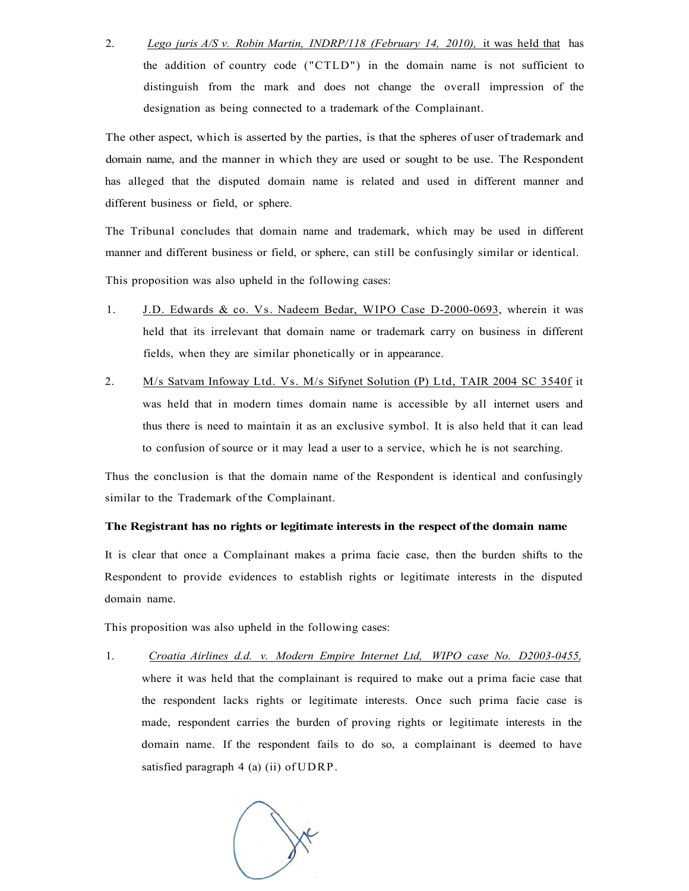2. *Lego juris A/S v. Robin Martin, INDRP/118 (February 14, 2010),* it was held that has the addition of country code ("CTLD") in the domain name is not sufficient to distinguish from the mark and does not change the overall impression of the designation as being connected to a trademark of the Complainant.

The other aspect, which is asserted by the parties, is that the spheres of user of trademark and domain name, and the manner in which they are used or sought to be use. The Respondent has alleged that the disputed domain name is related and used in different manner and different business or field, or sphere.

The Tribunal concludes that domain name and trademark, which may be used in different manner and different business or field, or sphere, can still be confusingly similar or identical.

This proposition was also upheld in the following cases:

1. J.D. Edwards & co. Vs. Nadeem Bedar, WIPO Case D-2000-0693, wherein it was held that its irrelevant that domain name or trademark carry on business in different fields, when they are similar phonetically or in appearance.

2. M/s Satvam Infoway Ltd. Vs. M/s Sifynet Solution (P) Ltd, TAIR 2004 SC 3540f it was held that in modern times domain name is accessible by all internet users and thus there is need to maintain it as an exclusive symbol. It is also held that it can lead to confusion of source or it may lead a user to a service, which he is not searching.

Thus the conclusion is that the domain name of the Respondent is identical and confusingly similar to the Trademark of the Complainant.

**The Registrant has no rights or legitimate interests in the respect of the domain name**

It is clear that once a Complainant makes a prima facie case, then the burden shifts to the Respondent to provide evidences to establish rights or legitimate interests in the disputed domain name.

This proposition was also upheld in the following cases:

1. *Croatia Airlines d.d. v. Modern Empire Internet Ltd, WIPO case No. D2003-0455,* where it was held that the complainant is required to make out a prima facie case that the respondent lacks rights or legitimate interests. Once such prima facie case is made, respondent carries the burden of proving rights or legitimate interests in the domain name. If the respondent fails to do so, a complainant is deemed to have satisfied paragraph 4 (a) (ii) of UDRP.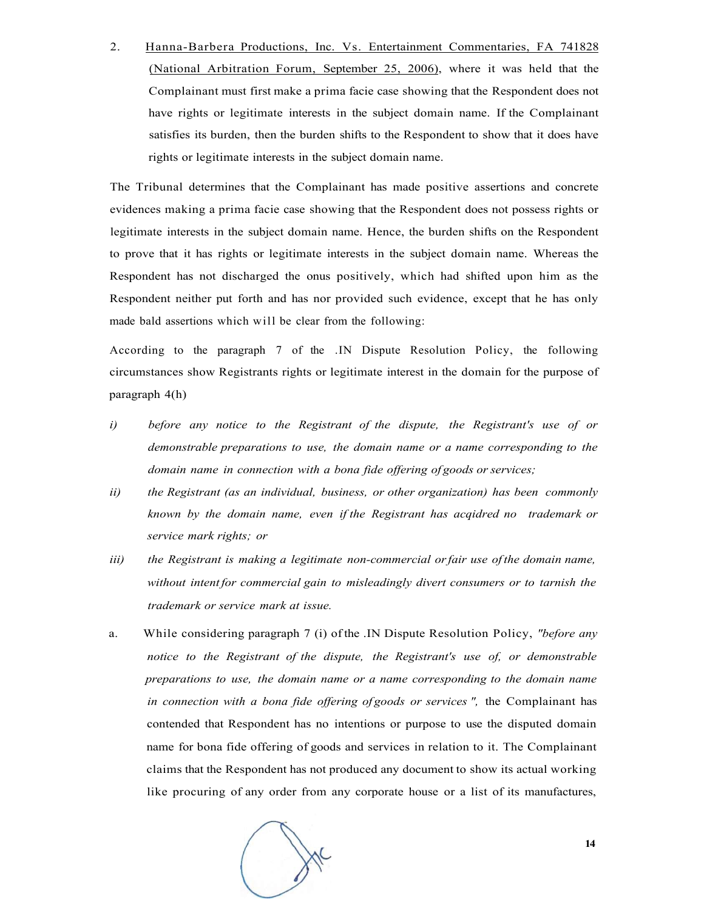2. Hanna-Barbera Productions, Inc. Vs. Entertainment Commentaries, FA 741828 (National Arbitration Forum, September 25, 2006), where it was held that the Complainant must first make a prima facie case showing that the Respondent does not have rights or legitimate interests in the subject domain name. If the Complainant satisfies its burden, then the burden shifts to the Respondent to show that it does have rights or legitimate interests in the subject domain name.

The Tribunal determines that the Complainant has made positive assertions and concrete evidences making a prima facie case showing that the Respondent does not possess rights or legitimate interests in the subject domain name. Hence, the burden shifts on the Respondent to prove that it has rights or legitimate interests in the subject domain name. Whereas the Respondent has not discharged the onus positively, which had shifted upon him as the Respondent neither put forth and has nor provided such evidence, except that he has only made bald assertions which will be clear from the following:

According to the paragraph 7 of the .IN Dispute Resolution Policy, the following circumstances show Registrants rights or legitimate interest in the domain for the purpose of paragraph 4(h)

i) *before any notice to the Registrant of the dispute, the Registrant's use of or demonstrable preparations to use, the domain name or a name corresponding to the domain name in connection with a bona fide offering of goods or services;*

ii) *the Registrant (as an individual, business, or other organization) has been commonly known by the domain name, even if the Registrant has acqidred no trademark or service mark rights; or*

iii) *the Registrant is making a legitimate non-commercial or fair use of the domain name, without intent for commercial gain to misleadingly divert consumers or to tarnish the trademark or service mark at issue.*

a. While considering paragraph 7 (i) of the .IN Dispute Resolution Policy, *"before any notice to the Registrant of the dispute, the Registrant's use of, or demonstrable preparations to use, the domain name or a name corresponding to the domain name in connection with a bona fide offering of goods or services ",* the Complainant has contended that Respondent has no intentions or purpose to use the disputed domain name for bona fide offering of goods and services in relation to it. The Complainant claims that the Respondent has not produced any document to show its actual working like procuring of any order from any corporate house or a list of its manufactures,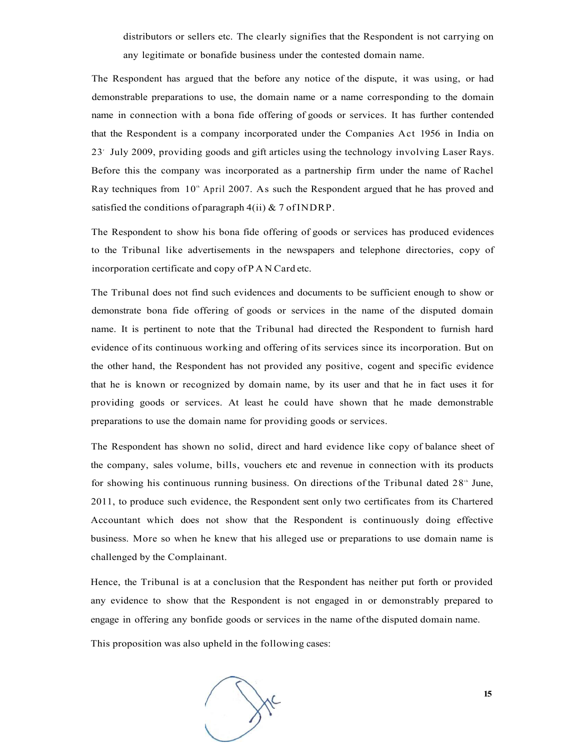distributors or sellers etc. The clearly signifies that the Respondent is not carrying on any legitimate or bonafide business under the contested domain name.

The Respondent has argued that the before any notice of the dispute, it was using, or had demonstrable preparations to use, the domain name or a name corresponding to the domain name in connection with a bona fide offering of goods or services. It has further contended that the Respondent is a company incorporated under the Companies Act 1956 in India on 23' July 2009, providing goods and gift articles using the technology involving Laser Rays. Before this the company was incorporated as a partnership firm under the name of Rachel Ray techniques from 10th April 2007. As such the Respondent argued that he has proved and satisfied the conditions of paragraph 4(ii) & 7 of INDRP.

The Respondent to show his bona fide offering of goods or services has produced evidences to the Tribunal like advertisements in the newspapers and telephone directories, copy of incorporation certificate and copy of PAN Card etc.

The Tribunal does not find such evidences and documents to be sufficient enough to show or demonstrate bona fide offering of goods or services in the name of the disputed domain name. It is pertinent to note that the Tribunal had directed the Respondent to furnish hard evidence of its continuous working and offering of its services since its incorporation. But on the other hand, the Respondent has not provided any positive, cogent and specific evidence that he is known or recognized by domain name, by its user and that he in fact uses it for providing goods or services. At least he could have shown that he made demonstrable preparations to use the domain name for providing goods or services.

The Respondent has shown no solid, direct and hard evidence like copy of balance sheet of the company, sales volume, bills, vouchers etc and revenue in connection with its products for showing his continuous running business. On directions of the Tribunal dated 28th June, 2011, to produce such evidence, the Respondent sent only two certificates from its Chartered Accountant which does not show that the Respondent is continuously doing effective business. More so when he knew that his alleged use or preparations to use domain name is challenged by the Complainant.

Hence, the Tribunal is at a conclusion that the Respondent has neither put forth or provided any evidence to show that the Respondent is not engaged in or demonstrably prepared to engage in offering any bonfide goods or services in the name of the disputed domain name.

This proposition was also upheld in the following cases: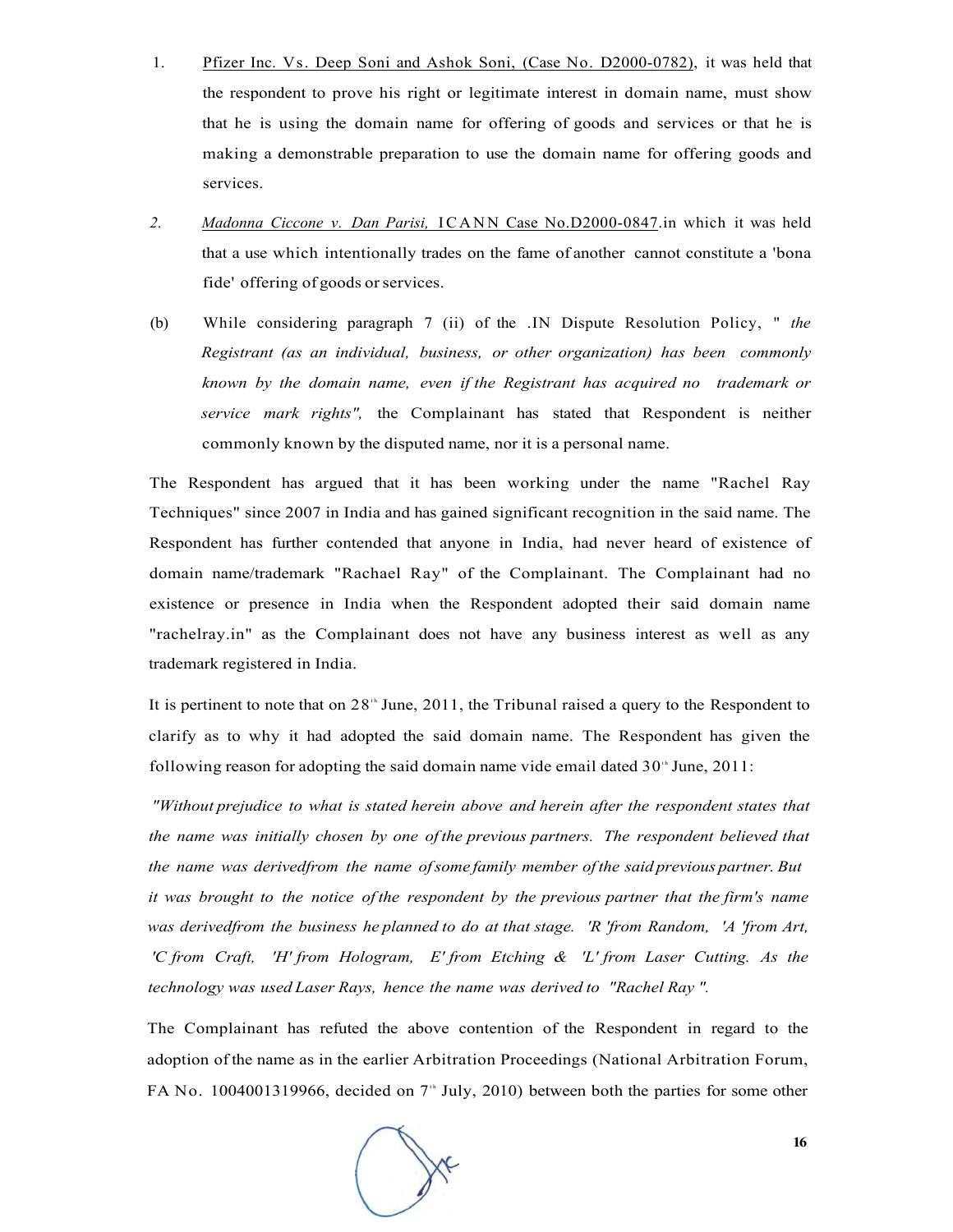1. Pfizer Inc. Vs. Deep Soni and Ashok Soni, (Case No. D2000-0782), it was held that the respondent to prove his right or legitimate interest in domain name, must show that he is using the domain name for offering of goods and services or that he is making a demonstrable preparation to use the domain name for offering goods and services.

2. *Madonna Ciccone v. Dan Parisi,* ICANN Case No.D2000-0847.in which it was held that a use which intentionally trades on the fame of another cannot constitute a 'bona fide' offering of goods or services.

(b) While considering paragraph 7 (ii) of the .IN Dispute Resolution Policy, " *the Registrant (as an individual, business, or other organization) has been commonly known by the domain name, even if the Registrant has acquired no trademark or service mark rights",* the Complainant has stated that Respondent is neither commonly known by the disputed name, nor it is a personal name.

The Respondent has argued that it has been working under the name "Rachel Ray Techniques" since 2007 in India and has gained significant recognition in the said name. The Respondent has further contended that anyone in India, had never heard of existence of domain name/trademark "Rachael Ray" of the Complainant. The Complainant had no existence or presence in India when the Respondent adopted their said domain name "rachelray.in" as the Complainant does not have any business interest as well as any trademark registered in India.

It is pertinent to note that on 28th June, 2011, the Tribunal raised a query to the Respondent to clarify as to why it had adopted the said domain name. The Respondent has given the following reason for adopting the said domain name vide email dated 30th June, 2011:

*"Without prejudice to what is stated herein above and herein after the respondent states that the name was initially chosen by one of the previous partners. The respondent believed that the name was derivedfrom the name of some family member of the said previous partner. But it was brought to the notice of the respondent by the previous partner that the firm's name was derivedfrom the business he planned to do at that stage. 'R 'from Random, 'A 'from Art, 'C from Craft, 'H' from Hologram, E' from Etching & 'L' from Laser Cutting. As the technology was used Laser Rays, hence the name was derived to "Rachel Ray ".*

The Complainant has refuted the above contention of the Respondent in regard to the adoption of the name as in the earlier Arbitration Proceedings (National Arbitration Forum, FA No. 1004001319966, decided on 7th July, 2010) between both the parties for some other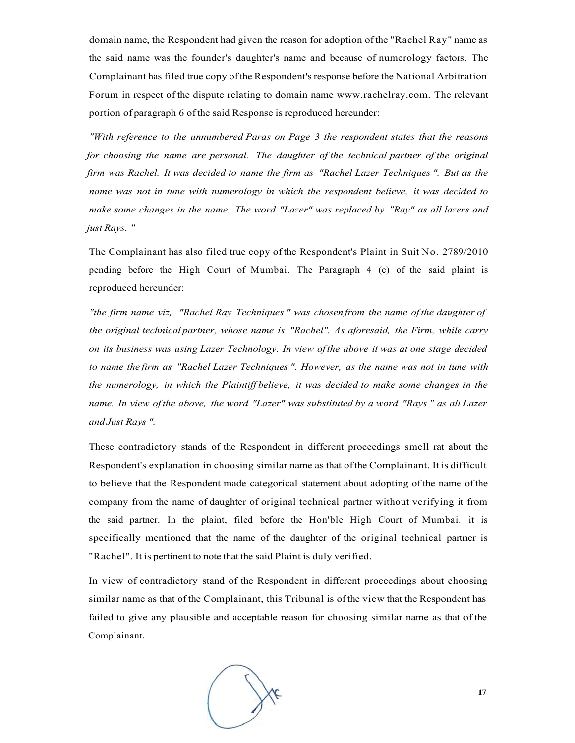domain name, the Respondent had given the reason for adoption of the "Rachel Ray" name as the said name was the founder's daughter's name and because of numerology factors. The Complainant has filed true copy of the Respondent's response before the National Arbitration Forum in respect of the dispute relating to domain name www.rachelray.com. The relevant portion of paragraph 6 of the said Response is reproduced hereunder:

*"With reference to the unnumbered Paras on Page 3 the respondent states that the reasons for choosing the name are personal. The daughter of the technical partner of the original firm was Rachel. It was decided to name the firm as "Rachel Lazer Techniques ". But as the name was not in tune with numerology in which the respondent believe, it was decided to make some changes in the name. The word "Lazer" was replaced by "Ray" as all lazers and just Rays. "*

The Complainant has also filed true copy of the Respondent's Plaint in Suit No. 2789/2010 pending before the High Court of Mumbai. The Paragraph 4 (c) of the said plaint is reproduced hereunder:

*"the firm name viz, "Rachel Ray Techniques " was chosen from the name of the daughter of the original technical partner, whose name is "Rachel". As aforesaid, the Firm, while carry on its business was using Lazer Technology. In view of the above it was at one stage decided to name the firm as "Rachel Lazer Techniques ". However, as the name was not in tune with the numerology, in which the Plaintiff believe, it was decided to make some changes in the name. In view of the above, the word "Lazer" was substituted by a word "Rays " as all Lazer and Just Rays ".*

These contradictory stands of the Respondent in different proceedings smell rat about the Respondent's explanation in choosing similar name as that of the Complainant. It is difficult to believe that the Respondent made categorical statement about adopting of the name of the company from the name of daughter of original technical partner without verifying it from the said partner. In the plaint, filed before the Hon'ble High Court of Mumbai, it is specifically mentioned that the name of the daughter of the original technical partner is "Rachel". It is pertinent to note that the said Plaint is duly verified.

In view of contradictory stand of the Respondent in different proceedings about choosing similar name as that of the Complainant, this Tribunal is of the view that the Respondent has failed to give any plausible and acceptable reason for choosing similar name as that of the Complainant.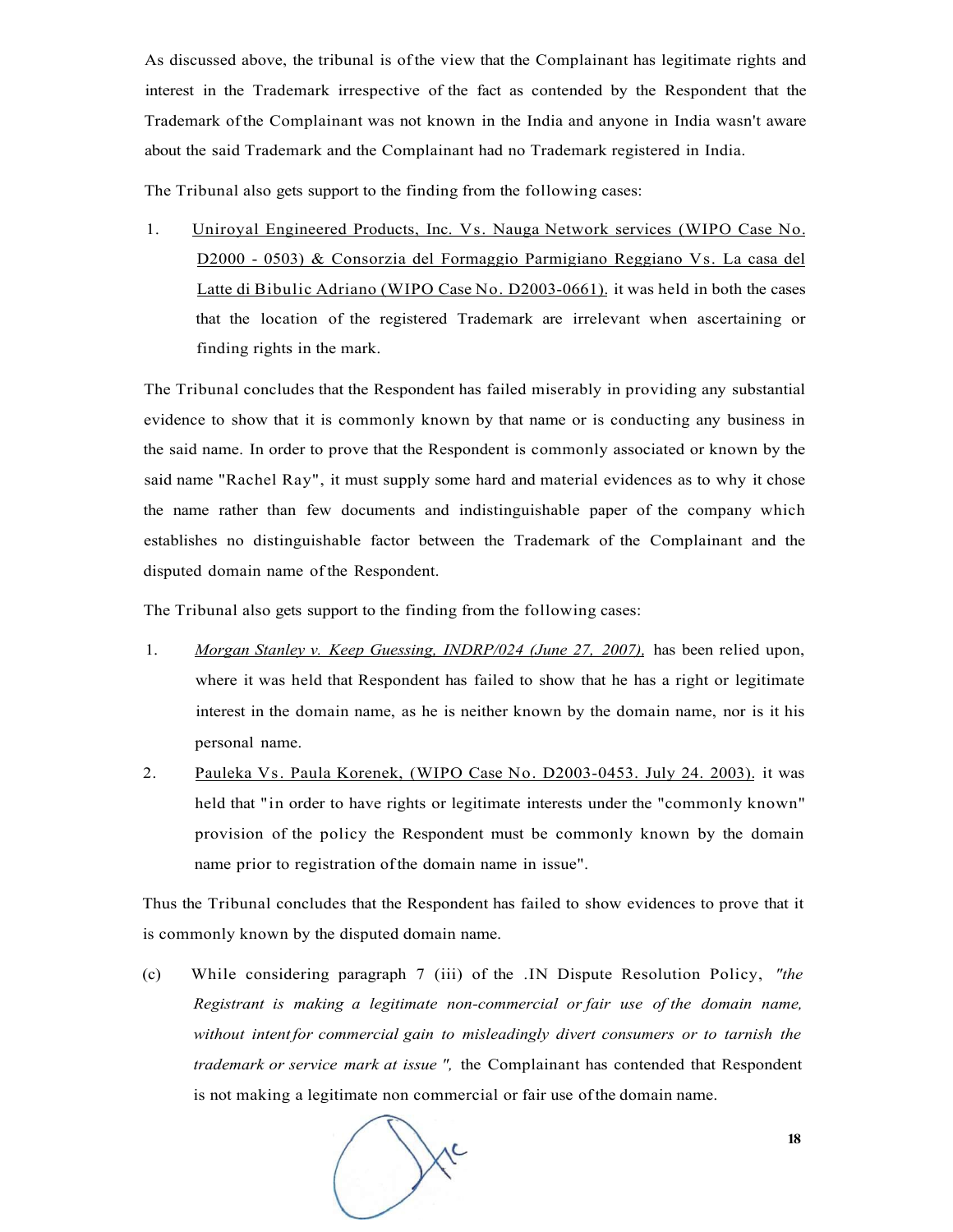As discussed above, the tribunal is of the view that the Complainant has legitimate rights and interest in the Trademark irrespective of the fact as contended by the Respondent that the Trademark of the Complainant was not known in the India and anyone in India wasn't aware about the said Trademark and the Complainant had no Trademark registered in India.

The Tribunal also gets support to the finding from the following cases:

1. Uniroyal Engineered Products, Inc. Vs. Nauga Network services (WIPO Case No. D2000 - 0503) & Consorzia del Formaggio Parmigiano Reggiano Vs. La casa del Latte di Bibulic Adriano (WIPO Case No. D2003-0661). it was held in both the cases that the location of the registered Trademark are irrelevant when ascertaining or finding rights in the mark.

The Tribunal concludes that the Respondent has failed miserably in providing any substantial evidence to show that it is commonly known by that name or is conducting any business in the said name. In order to prove that the Respondent is commonly associated or known by the said name "Rachel Ray", it must supply some hard and material evidences as to why it chose the name rather than few documents and indistinguishable paper of the company which establishes no distinguishable factor between the Trademark of the Complainant and the disputed domain name of the Respondent.

The Tribunal also gets support to the finding from the following cases:

1. *Morgan Stanley v. Keep Guessing, INDRP/024 (June 27, 2007),* has been relied upon, where it was held that Respondent has failed to show that he has a right or legitimate interest in the domain name, as he is neither known by the domain name, nor is it his personal name.
2. Pauleka Vs. Paula Korenek, (WIPO Case No. D2003-0453. July 24. 2003). it was held that "in order to have rights or legitimate interests under the "commonly known" provision of the policy the Respondent must be commonly known by the domain name prior to registration of the domain name in issue".

Thus the Tribunal concludes that the Respondent has failed to show evidences to prove that it is commonly known by the disputed domain name.

(c) While considering paragraph 7 (iii) of the .IN Dispute Resolution Policy, *"the Registrant is making a legitimate non-commercial or fair use of the domain name, without intent for commercial gain to misleadingly divert consumers or to tarnish the trademark or service mark at issue ",* the Complainant has contended that Respondent is not making a legitimate non commercial or fair use of the domain name.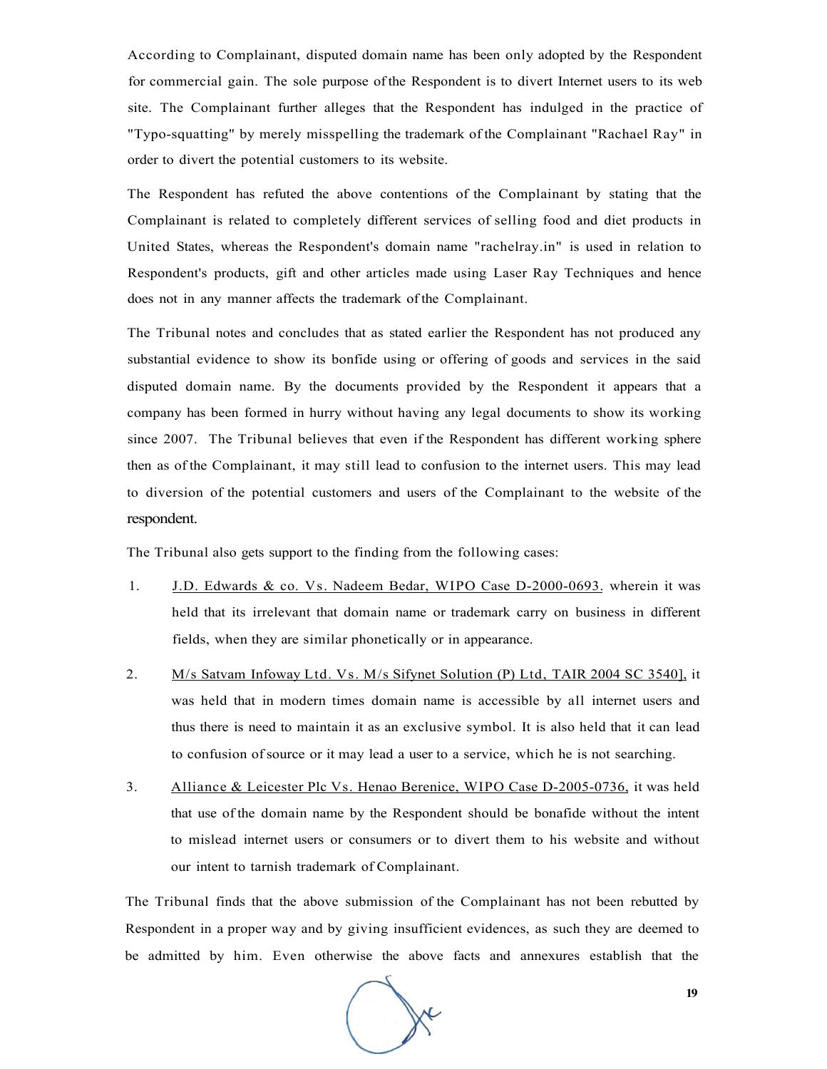According to Complainant, disputed domain name has been only adopted by the Respondent for commercial gain. The sole purpose of the Respondent is to divert Internet users to its web site. The Complainant further alleges that the Respondent has indulged in the practice of "Typo-squatting" by merely misspelling the trademark of the Complainant "Rachael Ray" in order to divert the potential customers to its website.

The Respondent has refuted the above contentions of the Complainant by stating that the Complainant is related to completely different services of selling food and diet products in United States, whereas the Respondent's domain name "rachelray.in" is used in relation to Respondent's products, gift and other articles made using Laser Ray Techniques and hence does not in any manner affects the trademark of the Complainant.

The Tribunal notes and concludes that as stated earlier the Respondent has not produced any substantial evidence to show its bonfide using or offering of goods and services in the said disputed domain name. By the documents provided by the Respondent it appears that a company has been formed in hurry without having any legal documents to show its working since 2007. The Tribunal believes that even if the Respondent has different working sphere then as of the Complainant, it may still lead to confusion to the internet users. This may lead to diversion of the potential customers and users of the Complainant to the website of the respondent.

The Tribunal also gets support to the finding from the following cases:

1. J.D. Edwards & co. Vs. Nadeem Bedar, WIPO Case D-2000-0693. wherein it was held that its irrelevant that domain name or trademark carry on business in different fields, when they are similar phonetically or in appearance.

2. M/s Satvam Infoway Ltd. Vs. M/s Sifynet Solution (P) Ltd, TAIR 2004 SC 3540], it was held that in modern times domain name is accessible by all internet users and thus there is need to maintain it as an exclusive symbol. It is also held that it can lead to confusion of source or it may lead a user to a service, which he is not searching.

3. Alliance & Leicester Plc Vs. Henao Berenice, WIPO Case D-2005-0736, it was held that use of the domain name by the Respondent should be bonafide without the intent to mislead internet users or consumers or to divert them to his website and without our intent to tarnish trademark of Complainant.

The Tribunal finds that the above submission of the Complainant has not been rebutted by Respondent in a proper way and by giving insufficient evidences, as such they are deemed to be admitted by him. Even otherwise the above facts and annexures establish that the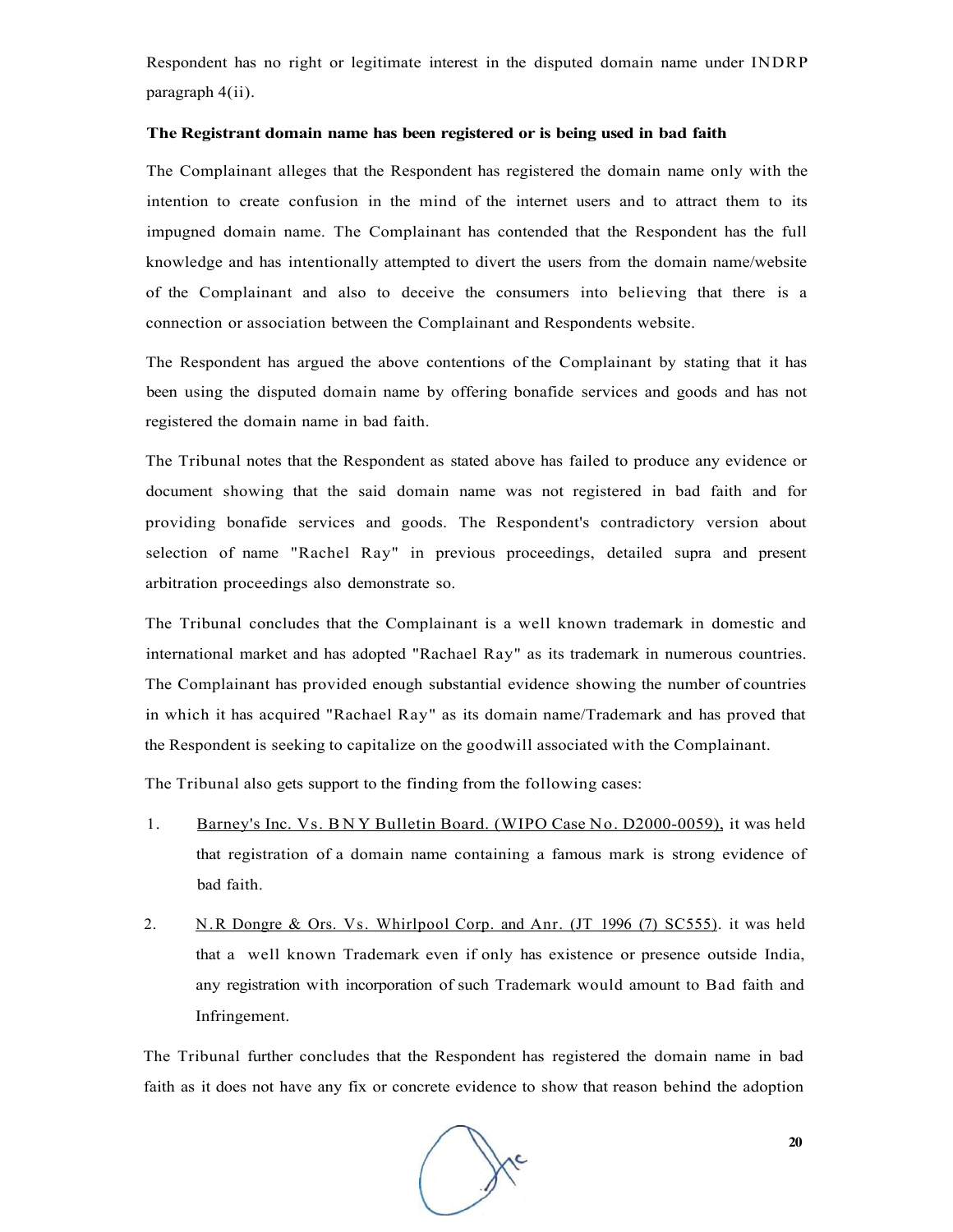Respondent has no right or legitimate interest in the disputed domain name under INDRP paragraph 4(ii).

**The Registrant domain name has been registered or is being used in bad faith**

The Complainant alleges that the Respondent has registered the domain name only with the intention to create confusion in the mind of the internet users and to attract them to its impugned domain name. The Complainant has contended that the Respondent has the full knowledge and has intentionally attempted to divert the users from the domain name/website of the Complainant and also to deceive the consumers into believing that there is a connection or association between the Complainant and Respondents website.

The Respondent has argued the above contentions of the Complainant by stating that it has been using the disputed domain name by offering bonafide services and goods and has not registered the domain name in bad faith.

The Tribunal notes that the Respondent as stated above has failed to produce any evidence or document showing that the said domain name was not registered in bad faith and for providing bonafide services and goods. The Respondent's contradictory version about selection of name "Rachel Ray" in previous proceedings, detailed supra and present arbitration proceedings also demonstrate so.

The Tribunal concludes that the Complainant is a well known trademark in domestic and international market and has adopted "Rachael Ray" as its trademark in numerous countries. The Complainant has provided enough substantial evidence showing the number of countries in which it has acquired "Rachael Ray" as its domain name/Trademark and has proved that the Respondent is seeking to capitalize on the goodwill associated with the Complainant.

The Tribunal also gets support to the finding from the following cases:

1. Barney's Inc. Vs. BNY Bulletin Board. (WIPO Case No. D2000-0059), it was held that registration of a domain name containing a famous mark is strong evidence of bad faith.

2. N.R Dongre & Ors. Vs. Whirlpool Corp. and Anr. (JT 1996 (7) SC555). it was held that a well known Trademark even if only has existence or presence outside India, any registration with incorporation of such Trademark would amount to Bad faith and Infringement.

The Tribunal further concludes that the Respondent has registered the domain name in bad faith as it does not have any fix or concrete evidence to show that reason behind the adoption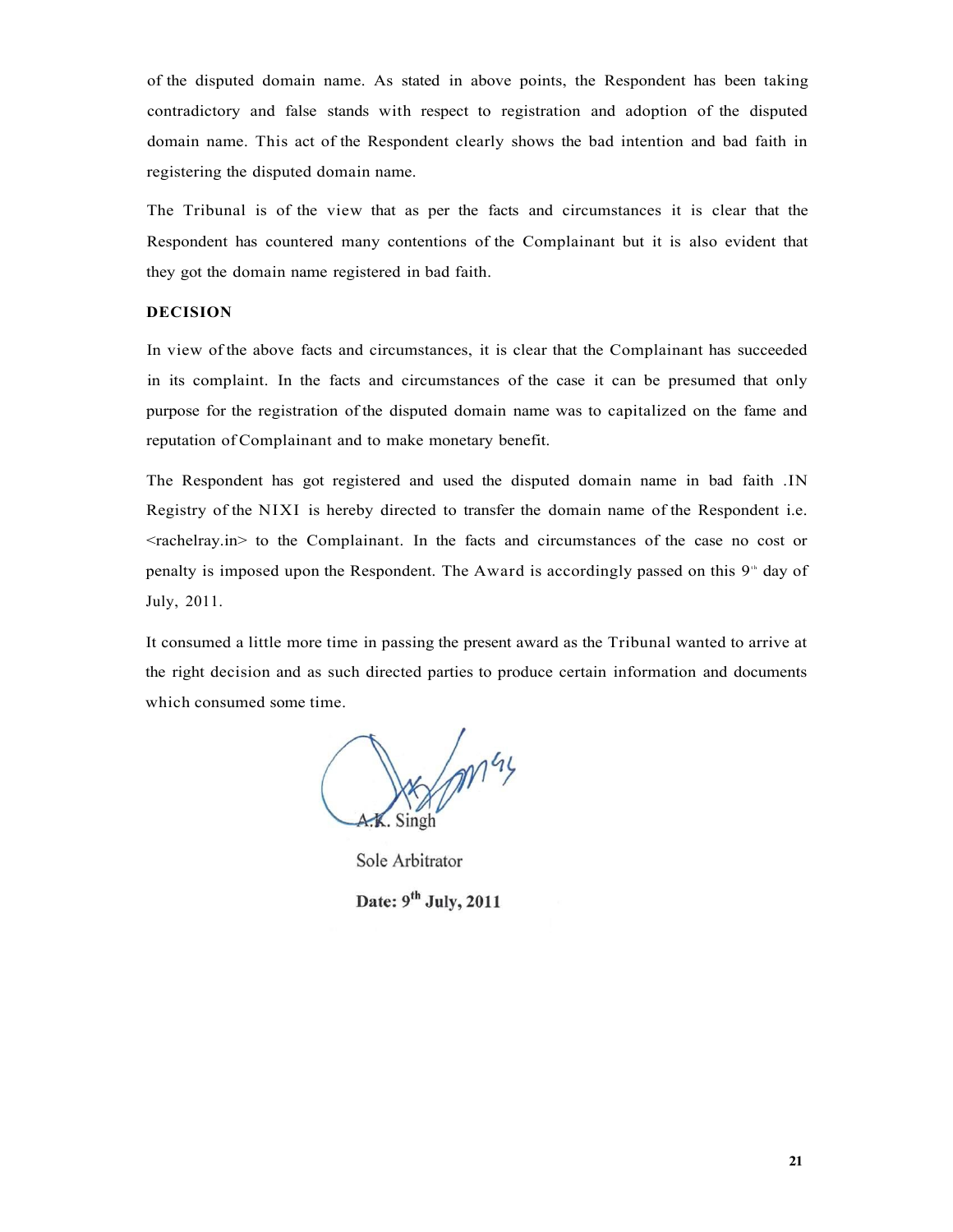of the disputed domain name. As stated in above points, the Respondent has been taking contradictory and false stands with respect to registration and adoption of the disputed domain name. This act of the Respondent clearly shows the bad intention and bad faith in registering the disputed domain name.

The Tribunal is of the view that as per the facts and circumstances it is clear that the Respondent has countered many contentions of the Complainant but it is also evident that they got the domain name registered in bad faith.

**DECISION**

In view of the above facts and circumstances, it is clear that the Complainant has succeeded in its complaint. In the facts and circumstances of the case it can be presumed that only purpose for the registration of the disputed domain name was to capitalized on the fame and reputation of Complainant and to make monetary benefit.

The Respondent has got registered and used the disputed domain name in bad faith .IN Registry of the NIXI is hereby directed to transfer the domain name of the Respondent i.e. <rachelray.in> to the Complainant. In the facts and circumstances of the case no cost or penalty is imposed upon the Respondent. The Award is accordingly passed on this 9th day of July, 2011.

It consumed a little more time in passing the present award as the Tribunal wanted to arrive at the right decision and as such directed parties to produce certain information and documents which consumed some time.

A.K. Singh

Sole Arbitrator

**Date: 9th July, 2011**